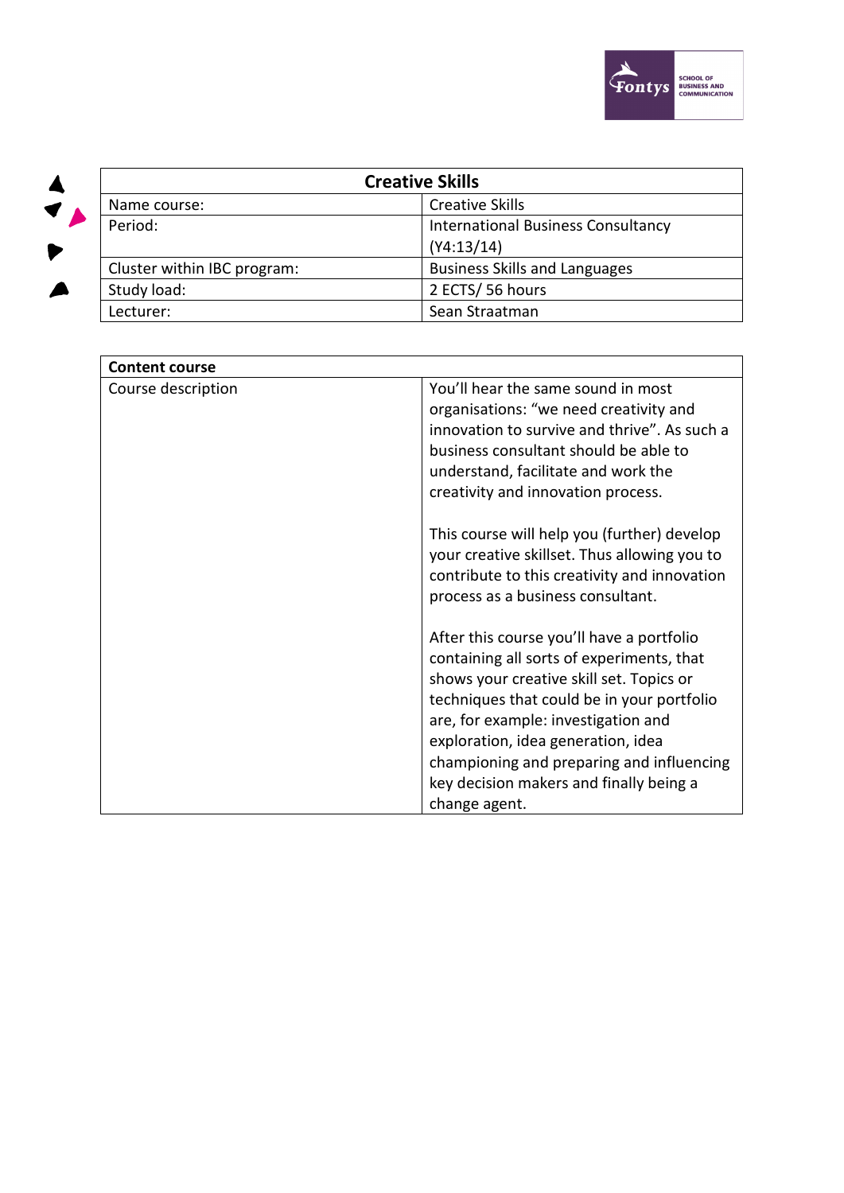| Creative Skills | |
|---|---|
| Name course: | Creative Skills |
| Period: | International Business Consultancy (Y4:13/14) |
| Cluster within IBC program: | Business Skills and Languages |
| Study load: | 2 ECTS/ 56 hours |
| Lecturer: | Sean Straatman |

| **Content course** | |
|---|---|
| Course description | You'll hear the same sound in most organisations: "we need creativity and innovation to survive and thrive". As such a business consultant should be able to understand, facilitate and work the creativity and innovation process.<br><br>This course will help you (further) develop your creative skillset. Thus allowing you to contribute to this creativity and innovation process as a business consultant.<br><br>After this course you'll have a portfolio containing all sorts of experiments, that shows your creative skill set. Topics or techniques that could be in your portfolio are, for example: investigation and exploration, idea generation, idea championing and preparing and influencing key decision makers and finally being a change agent. |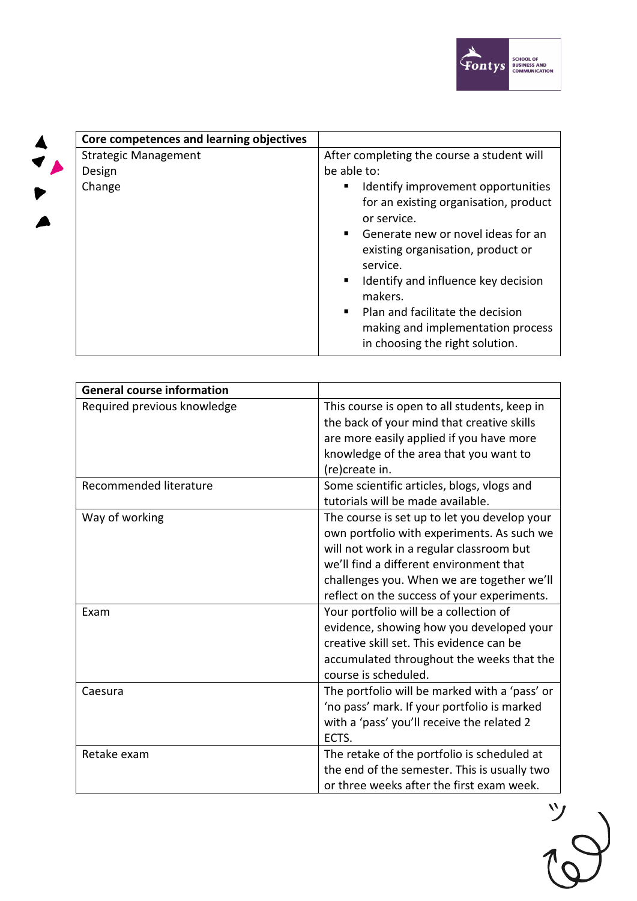| Core competences and learning objectives | |
|---|---|
| Strategic Management<br>Design<br>Change | After completing the course a student will be able to:<br>▪ Identify improvement opportunities for an existing organisation, product or service.<br>▪ Generate new or novel ideas for an existing organisation, product or service.<br>▪ Identify and influence key decision makers.<br>▪ Plan and facilitate the decision making and implementation process in choosing the right solution. |

| General course information | |
|---|---|
| Required previous knowledge | This course is open to all students, keep in the back of your mind that creative skills are more easily applied if you have more knowledge of the area that you want to (re)create in. |
| Recommended literature | Some scientific articles, blogs, vlogs and tutorials will be made available. |
| Way of working | The course is set up to let you develop your own portfolio with experiments. As such we will not work in a regular classroom but we'll find a different environment that challenges you. When we are together we'll reflect on the success of your experiments. |
| Exam | Your portfolio will be a collection of evidence, showing how you developed your creative skill set. This evidence can be accumulated throughout the weeks that the course is scheduled. |
| Caesura | The portfolio will be marked with a 'pass' or 'no pass' mark. If your portfolio is marked with a 'pass' you'll receive the related 2 ECTS. |
| Retake exam | The retake of the portfolio is scheduled at the end of the semester. This is usually two or three weeks after the first exam week. |